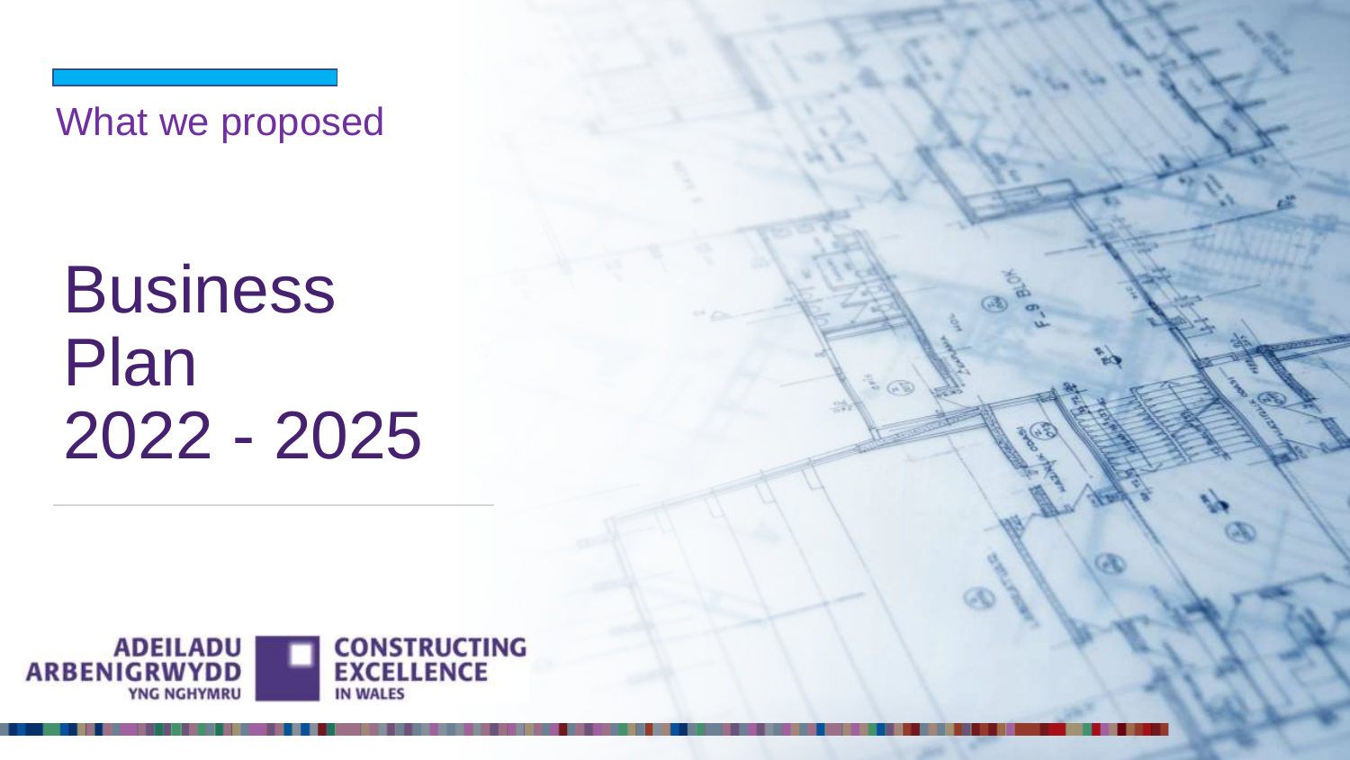What we proposed

# Business Plan 2022 - 2025

ADEILADU ARBENIGRWYDD YNG NGHYMRU

CONSTRUCTING EXCELLENCE IN WALES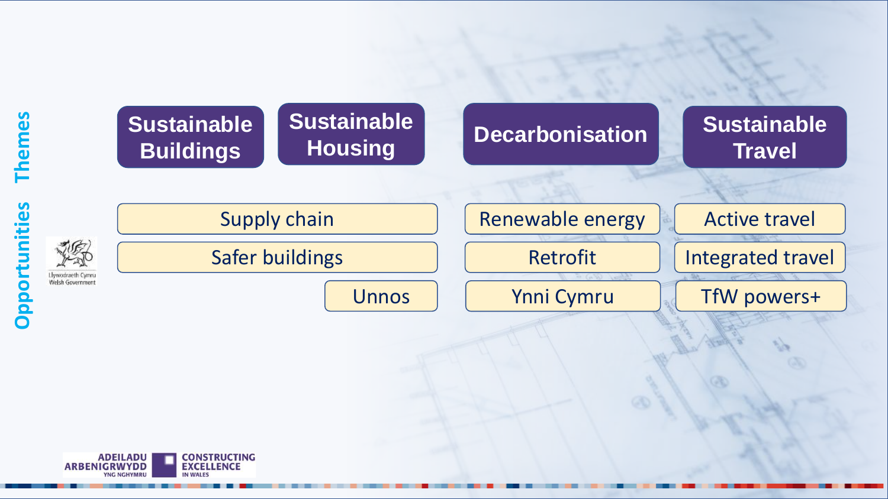## Themes

| Sustainable Buildings | Sustainable Housing | Decarbonisation | Sustainable Travel |
| --- | --- | --- | --- |

## Opportunities

| Sustainable Buildings / Sustainable Housing | Decarbonisation | Sustainable Travel |
| --- | --- | --- |
| Supply chain | Renewable energy | Active travel |
| Safer buildings | Retrofit | Integrated travel |
| Unnos | Ynni Cymru | TfW powers+ |

Llywodraeth Cymru
Welsh Government

ADEILADU ARBENIGRWYDD YNG NGHYMRU
CONSTRUCTING EXCELLENCE IN WALES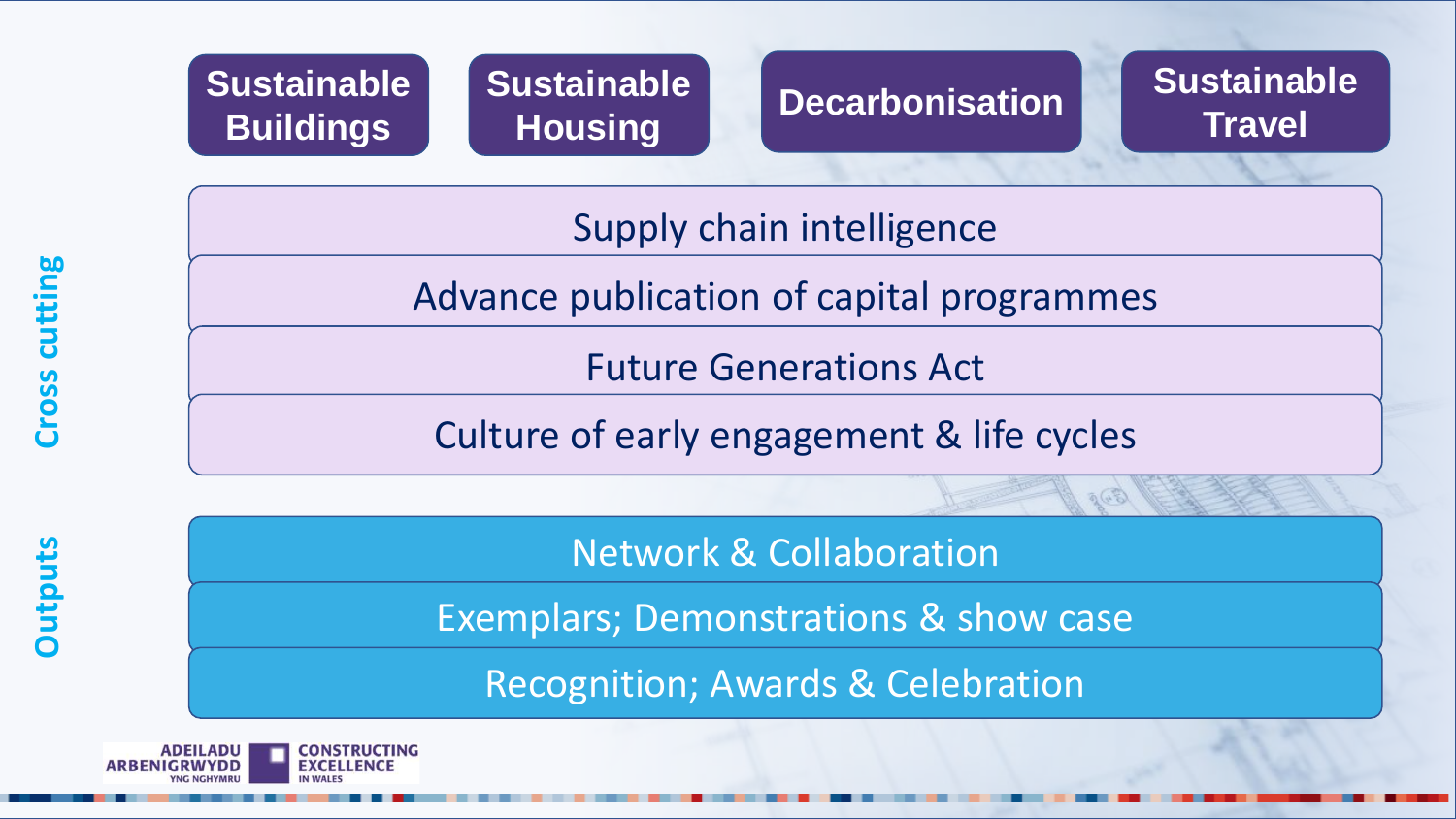**Sustainable Buildings** | **Sustainable Housing** | **Decarbonisation** | **Sustainable Travel**

## Cross cutting

- Supply chain intelligence
- Advance publication of capital programmes
- Future Generations Act
- Culture of early engagement & life cycles

## Outputs

- Network & Collaboration
- Exemplars; Demonstrations & show case
- Recognition; Awards & Celebration

ADEILADU ARBENIGRWYDD YNG NGHYMRU | CONSTRUCTING EXCELLENCE IN WALES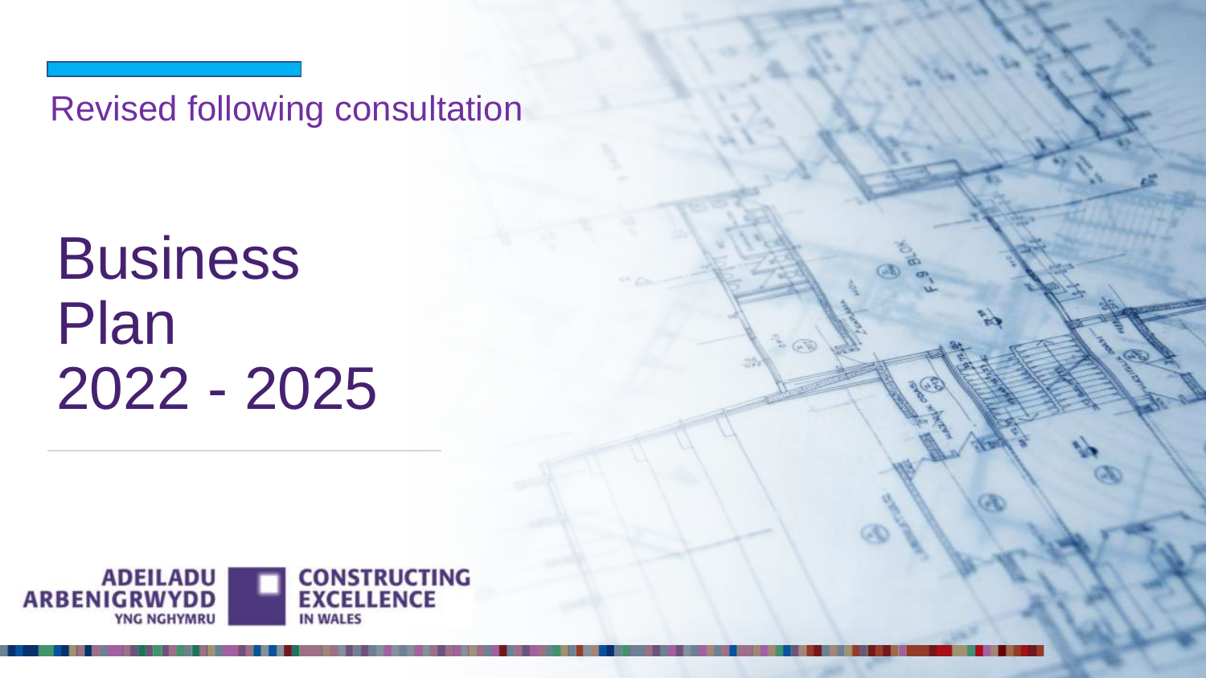Revised following consultation

# Business Plan 2022 - 2025

ADEILADU ARBENIGRWYDD YNG NGHYMRU

CONSTRUCTING EXCELLENCE IN WALES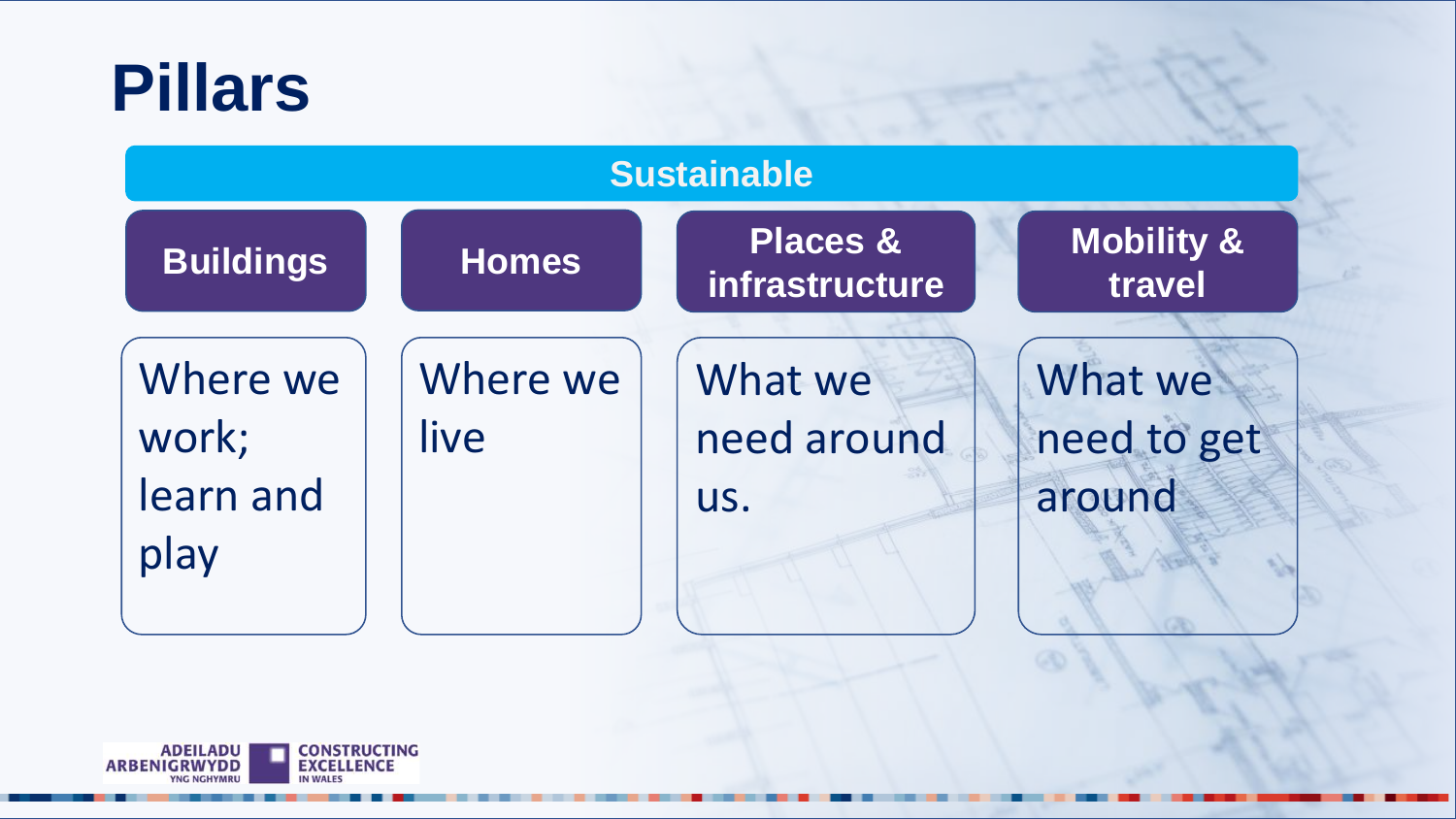# Pillars

| Sustainable | | | |
|---|---|---|---|
| **Buildings** | **Homes** | **Places & infrastructure** | **Mobility & travel** |
| Where we work; learn and play | Where we live | What we need around us. | What we need to get around |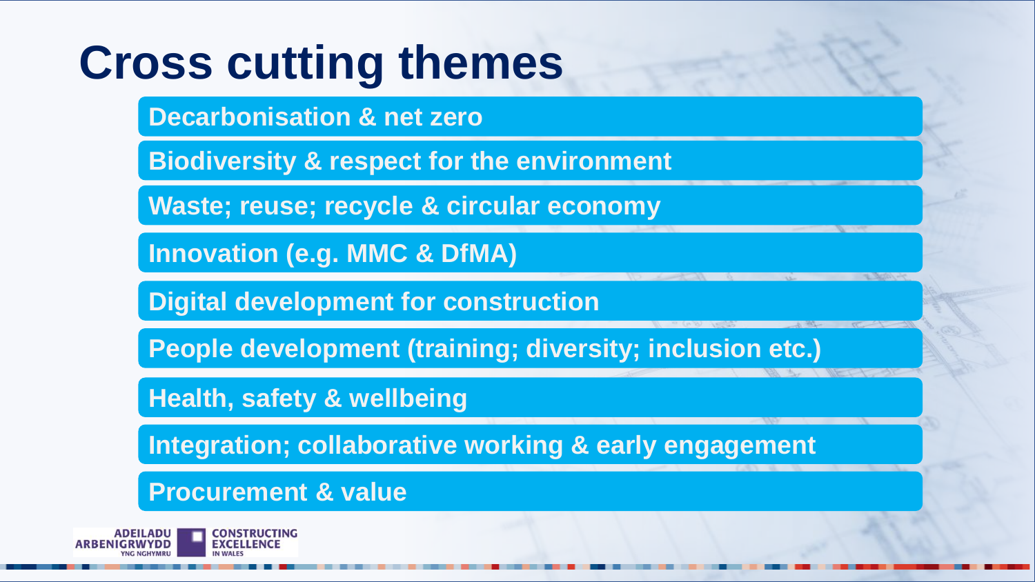# Cross cutting themes

- Decarbonisation & net zero
- Biodiversity & respect for the environment
- Waste; reuse; recycle & circular economy
- Innovation (e.g. MMC & DfMA)
- Digital development for construction
- People development (training; diversity; inclusion etc.)
- Health, safety & wellbeing
- Integration; collaborative working & early engagement
- Procurement & value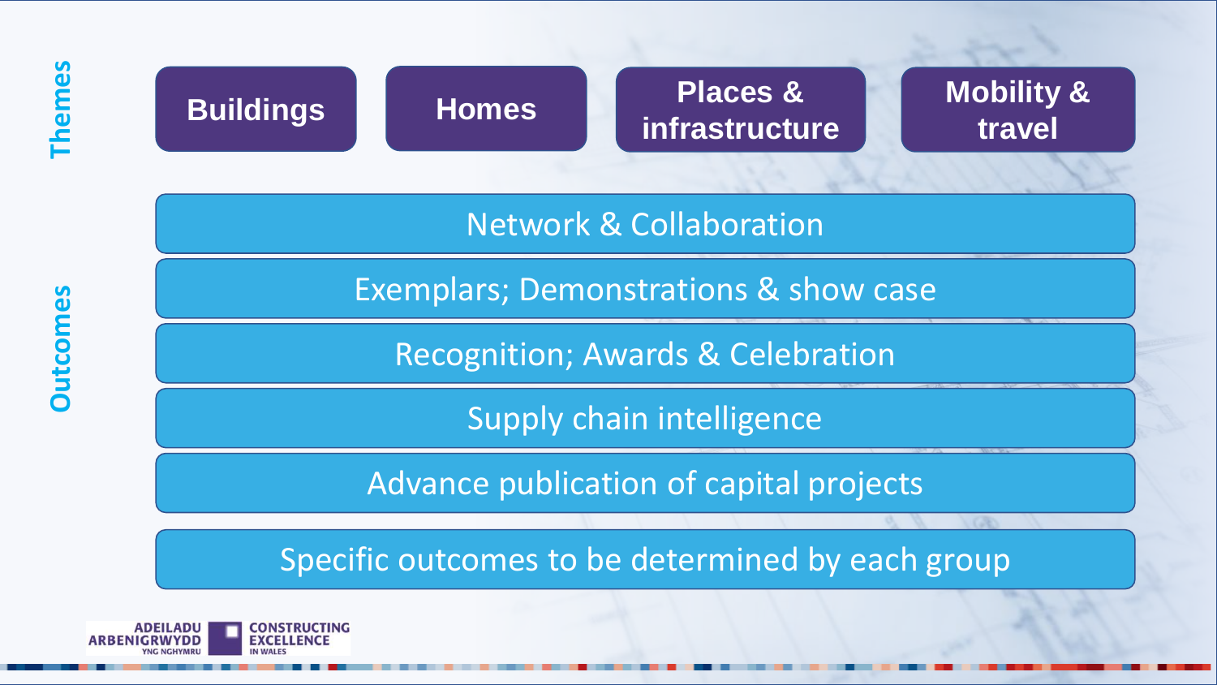## Themes

- Buildings
- Homes
- Places & infrastructure
- Mobility & travel

## Outcomes

- Network & Collaboration
- Exemplars; Demonstrations & show case
- Recognition; Awards & Celebration
- Supply chain intelligence
- Advance publication of capital projects
- Specific outcomes to be determined by each group

ADEILADU ARBENIGRWYDD YNG NGHYMRU | CONSTRUCTING EXCELLENCE IN WALES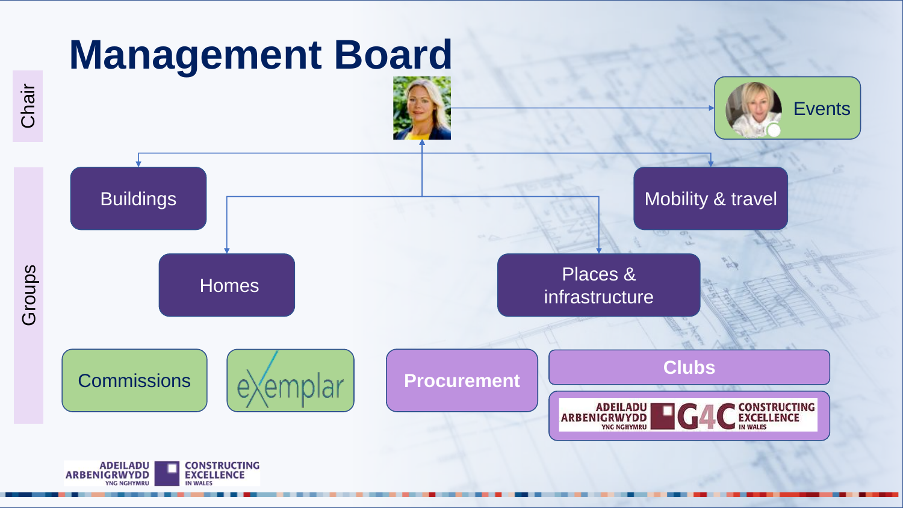# Management Board

Chair

Events

Groups

Buildings

Mobility & travel

Homes

Places & infrastructure

Commissions

exemplar

Procurement

Clubs

ADEILADU ARBENIGRWYDD YNG NGHYMRU G4C CONSTRUCTING EXCELLENCE IN WALES

ADEILADU ARBENIGRWYDD YNG NGHYMRU CONSTRUCTING EXCELLENCE IN WALES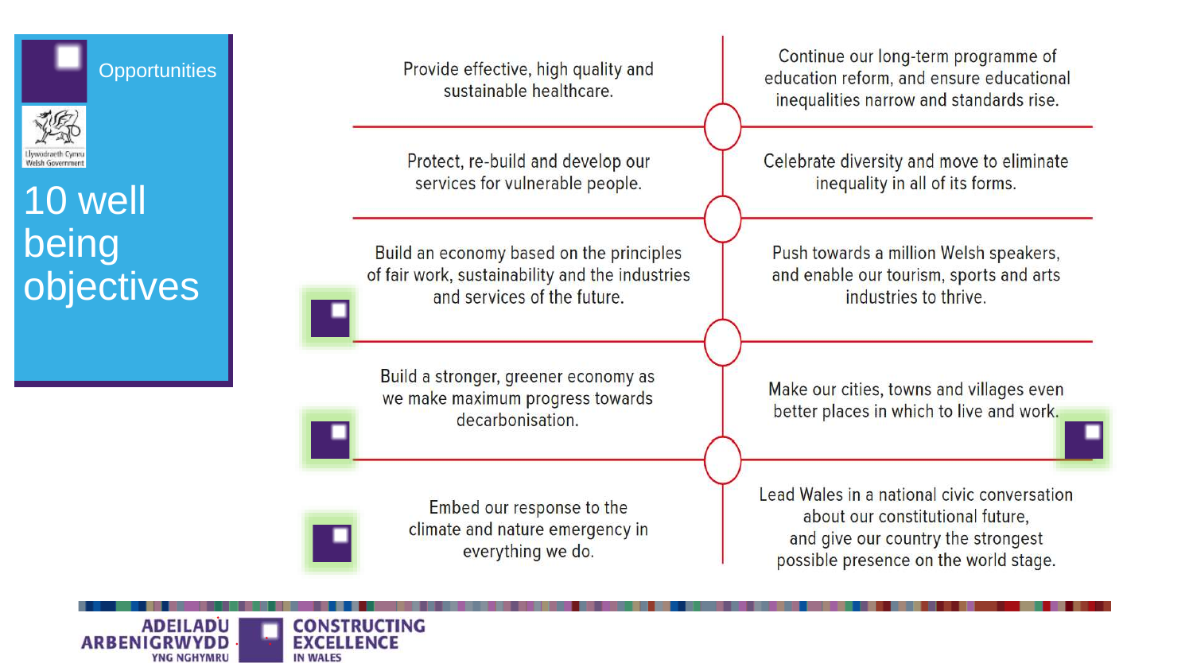Opportunities

Llywodraeth Cymru
Welsh Government

# 10 well being objectives

- Provide effective, high quality and sustainable healthcare.
- Continue our long-term programme of education reform, and ensure educational inequalities narrow and standards rise.
- Protect, re-build and develop our services for vulnerable people.
- Celebrate diversity and move to eliminate inequality in all of its forms.
- Build an economy based on the principles of fair work, sustainability and the industries and services of the future.
- Push towards a million Welsh speakers, and enable our tourism, sports and arts industries to thrive.
- Build a stronger, greener economy as we make maximum progress towards decarbonisation.
- Make our cities, towns and villages even better places in which to live and work.
- Embed our response to the climate and nature emergency in everything we do.
- Lead Wales in a national civic conversation about our constitutional future, and give our country the strongest possible presence on the world stage.

ADEILADU ARBENIGRWYDD YNG NGHYMRU
CONSTRUCTING EXCELLENCE IN WALES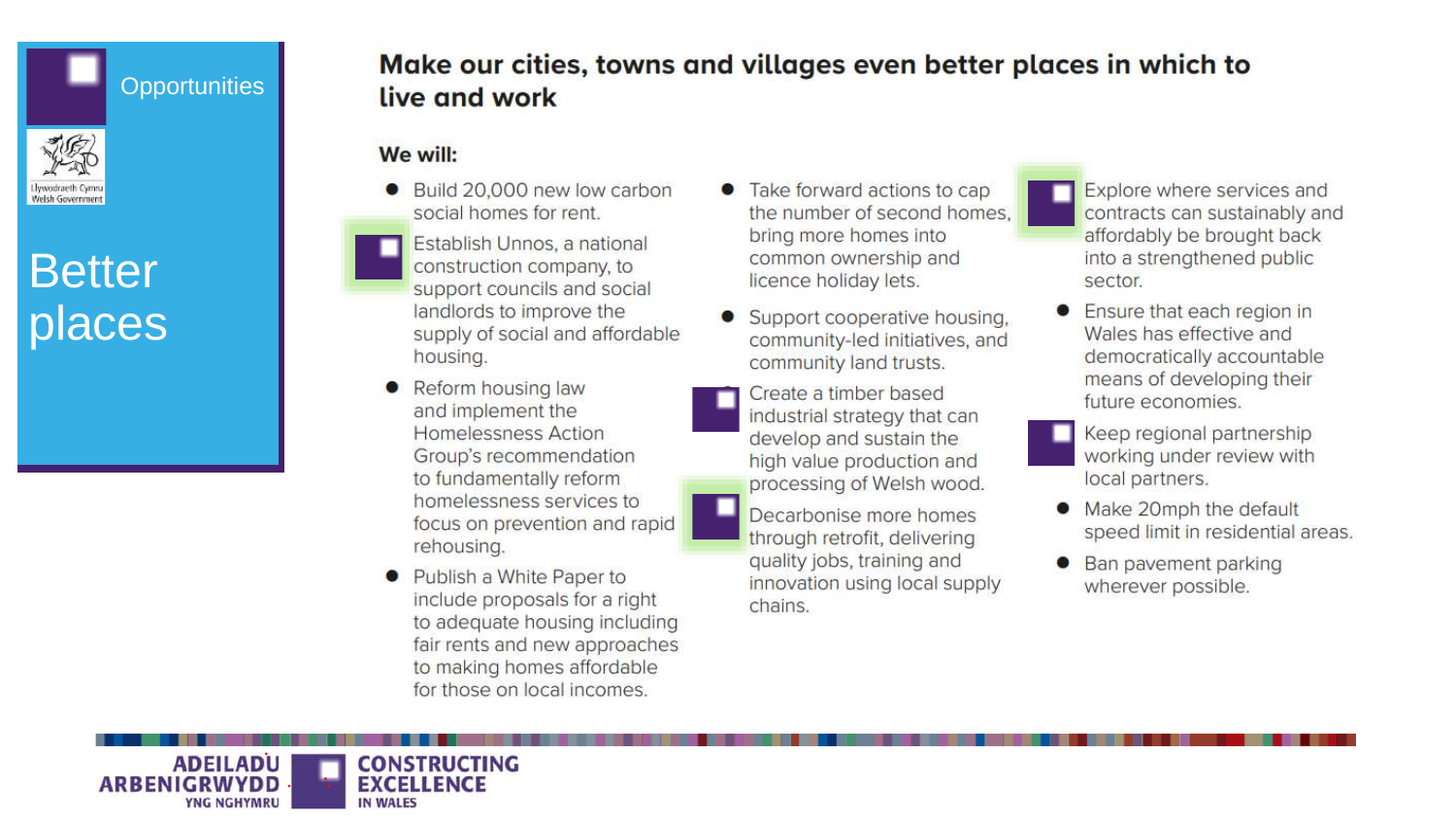Opportunities

# Better places

## Make our cities, towns and villages even better places in which to live and work

**We will:**

- Build 20,000 new low carbon social homes for rent.
- Establish Unnos, a national construction company, to support councils and social landlords to improve the supply of social and affordable housing.
- Reform housing law and implement the Homelessness Action Group's recommendation to fundamentally reform homelessness services to focus on prevention and rapid rehousing.
- Publish a White Paper to include proposals for a right to adequate housing including fair rents and new approaches to making homes affordable for those on local incomes.
- Take forward actions to cap the number of second homes, bring more homes into common ownership and licence holiday lets.
- Support cooperative housing, community-led initiatives, and community land trusts.
- Create a timber based industrial strategy that can develop and sustain the high value production and processing of Welsh wood.
- Decarbonise more homes through retrofit, delivering quality jobs, training and innovation using local supply chains.
- Explore where services and contracts can sustainably and affordably be brought back into a strengthened public sector.
- Ensure that each region in Wales has effective and democratically accountable means of developing their future economies.
- Keep regional partnership working under review with local partners.
- Make 20mph the default speed limit in residential areas.
- Ban pavement parking wherever possible.